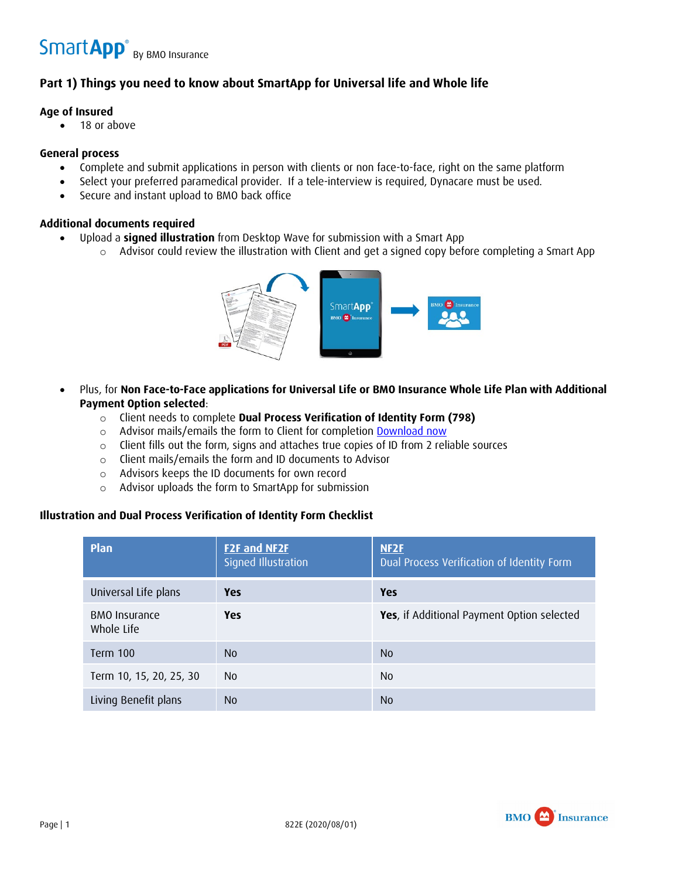SmartApp® By BMO Insurance

## Part 1) Things you need to know about SmartApp for Universal life and Whole life

### Age of Insured

- 18 or above

### General process

- Complete and submit applications in person with clients or non face-to-face, right on the same platform
- Select your preferred paramedical provider. If a tele-interview is required, Dynacare must be used.
- Secure and instant upload to BMO back office

### Additional documents required

- Upload a **signed illustration** from Desktop Wave for submission with a Smart App
  - Advisor could review the illustration with Client and get a signed copy before completing a Smart App
- Plus, for **Non Face-to-Face applications for Universal Life or BMO Insurance Whole Life Plan with Additional Payment Option selected**:
  - Client needs to complete **Dual Process Verification of Identity Form (798)**
  - Advisor mails/emails the form to Client for completion [Download now]
  - Client fills out the form, signs and attaches true copies of ID from 2 reliable sources
  - Client mails/emails the form and ID documents to Advisor
  - Advisors keeps the ID documents for own record
  - Advisor uploads the form to SmartApp for submission

### Illustration and Dual Process Verification of Identity Form Checklist

| Plan | **F2F and NF2F** Signed Illustration | **NF2F** Dual Process Verification of Identity Form |
|---|---|---|
| Universal Life plans | **Yes** | **Yes** |
| BMO Insurance Whole Life | **Yes** | **Yes**, if Additional Payment Option selected |
| Term 100 | No | No |
| Term 10, 15, 20, 25, 30 | No | No |
| Living Benefit plans | No | No |

822E (2020/08/01)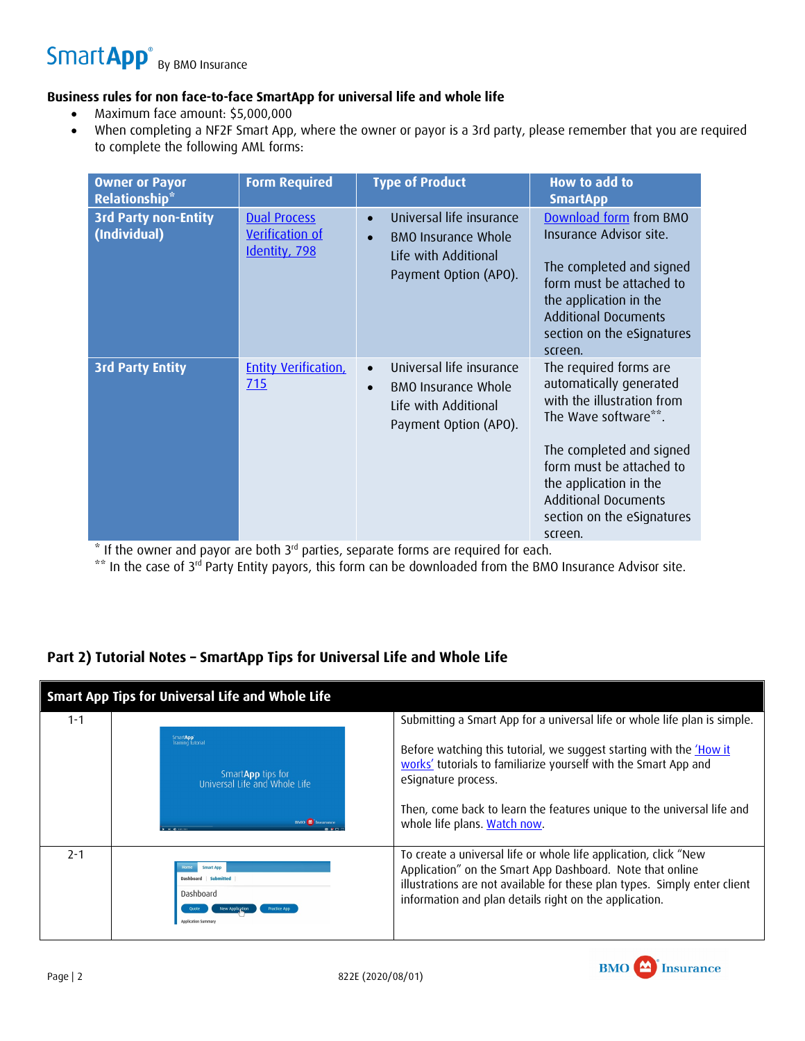### Business rules for non face-to-face SmartApp for universal life and whole life

- Maximum face amount: $5,000,000
- When completing a NF2F Smart App, where the owner or payor is a 3rd party, please remember that you are required to complete the following AML forms:

| Owner or Payor Relationship* | Form Required | Type of Product | How to add to SmartApp |
|---|---|---|---|
| **3rd Party non-Entity (Individual)** | Dual Process Verification of Identity, 798 | • Universal life insurance<br>• BMO Insurance Whole Life with Additional Payment Option (APO). | Download form from BMO Insurance Advisor site.<br><br>The completed and signed form must be attached to the application in the Additional Documents section on the eSignatures screen. |
| **3rd Party Entity** | Entity Verification, 715 | • Universal life insurance<br>• BMO Insurance Whole Life with Additional Payment Option (APO). | The required forms are automatically generated with the illustration from The Wave software**.<br><br>The completed and signed form must be attached to the application in the Additional Documents section on the eSignatures screen. |

* If the owner and payor are both 3rd parties, separate forms are required for each.

** In the case of 3rd Party Entity payors, this form can be downloaded from the BMO Insurance Advisor site.

### Part 2) Tutorial Notes – SmartApp Tips for Universal Life and Whole Life

| Smart App Tips for Universal Life and Whole Life | | |
|---|---|---|
| 1-1 | | Submitting a Smart App for a universal life or whole life plan is simple.<br><br>Before watching this tutorial, we suggest starting with the 'How it works' tutorials to familiarize yourself with the Smart App and eSignature process.<br><br>Then, come back to learn the features unique to the universal life and whole life plans. Watch now. |
| 2-1 | | To create a universal life or whole life application, click "New Application" on the Smart App Dashboard. Note that online illustrations are not available for these plan types. Simply enter client information and plan details right on the application. |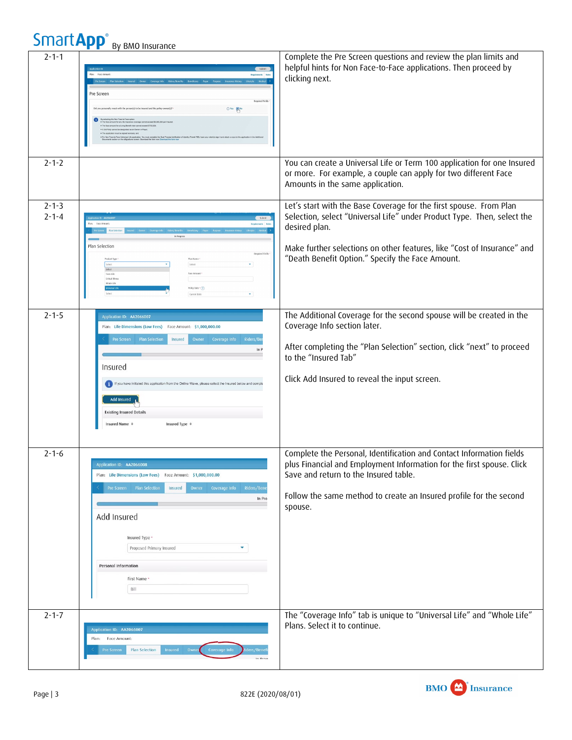| | | |
|---|---|---|
| 2-1-1 | | Complete the Pre Screen questions and review the plan limits and helpful hints for Non Face-to-Face applications. Then proceed by clicking next. |
| 2-1-2 | | You can create a Universal Life or Term 100 application for one Insured or more. For example, a couple can apply for two different Face Amounts in the same application. |
| 2-1-3<br>2-1-4 | | Let's start with the Base Coverage for the first spouse. From Plan Selection, select "Universal Life" under Product Type. Then, select the desired plan.<br><br>Make further selections on other features, like "Cost of Insurance" and "Death Benefit Option." Specify the Face Amount. |
| 2-1-5 | | The Additional Coverage for the second spouse will be created in the Coverage Info section later.<br><br>After completing the "Plan Selection" section, click "next" to proceed to the "Insured Tab"<br><br>Click Add Insured to reveal the input screen. |
| 2-1-6 | | Complete the Personal, Identification and Contact Information fields plus Financial and Employment Information for the first spouse. Click Save and return to the Insured table.<br><br>Follow the same method to create an Insured profile for the second spouse. |
| 2-1-7 | | The "Coverage Info" tab is unique to "Universal Life" and "Whole Life" Plans. Select it to continue. |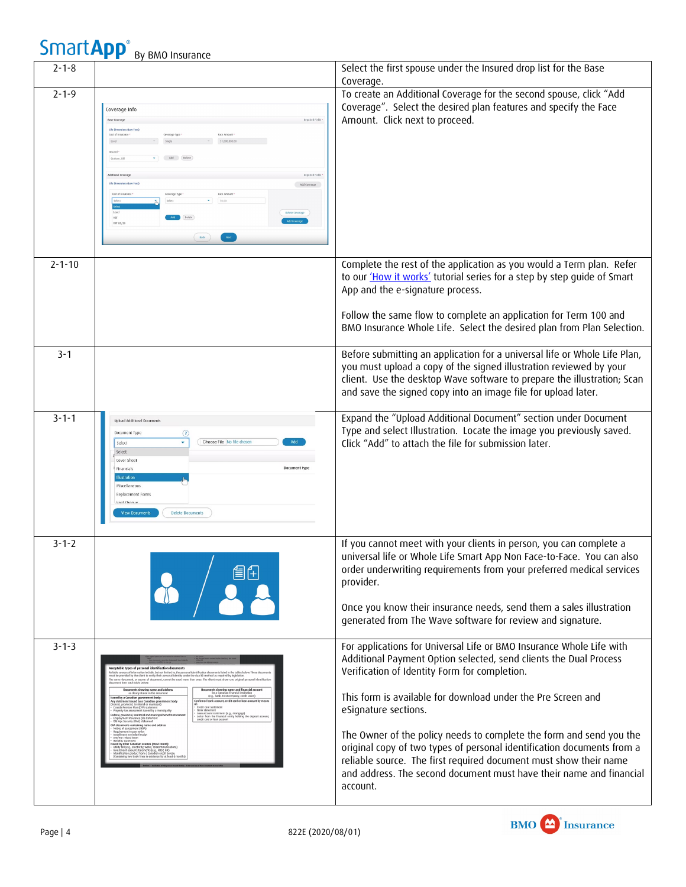| | | |
|---|---|---|
| 2-1-8 | | Select the first spouse under the Insured drop list for the Base Coverage. |
| 2-1-9 | | To create an Additional Coverage for the second spouse, click “Add Coverage”. Select the desired plan features and specify the Face Amount. Click next to proceed. |
| 2-1-10 | | Complete the rest of the application as you would a Term plan. Refer to our ‘How it works’ tutorial series for a step by step guide of Smart App and the e-signature process.<br><br>Follow the same flow to complete an application for Term 100 and BMO Insurance Whole Life. Select the desired plan from Plan Selection. |
| 3-1 | | Before submitting an application for a universal life or Whole Life Plan, you must upload a copy of the signed illustration reviewed by your client. Use the desktop Wave software to prepare the illustration; Scan and save the signed copy into an image file for upload later. |
| 3-1-1 | | Expand the “Upload Additional Document” section under Document Type and select Illustration. Locate the image you previously saved. Click “Add” to attach the file for submission later. |
| 3-1-2 | | If you cannot meet with your clients in person, you can complete a universal life or Whole Life Smart App Non Face-to-Face. You can also order underwriting requirements from your preferred medical services provider.<br><br>Once you know their insurance needs, send them a sales illustration generated from The Wave software for review and signature. |
| 3-1-3 | | For applications for Universal Life or BMO Insurance Whole Life with Additional Payment Option selected, send clients the Dual Process Verification of Identity Form for completion.<br><br>This form is available for download under the Pre Screen and eSignature sections.<br><br>The Owner of the policy needs to complete the form and send you the original copy of two types of personal identification documents from a reliable source. The first required document must show their name and address. The second document must have their name and financial account. |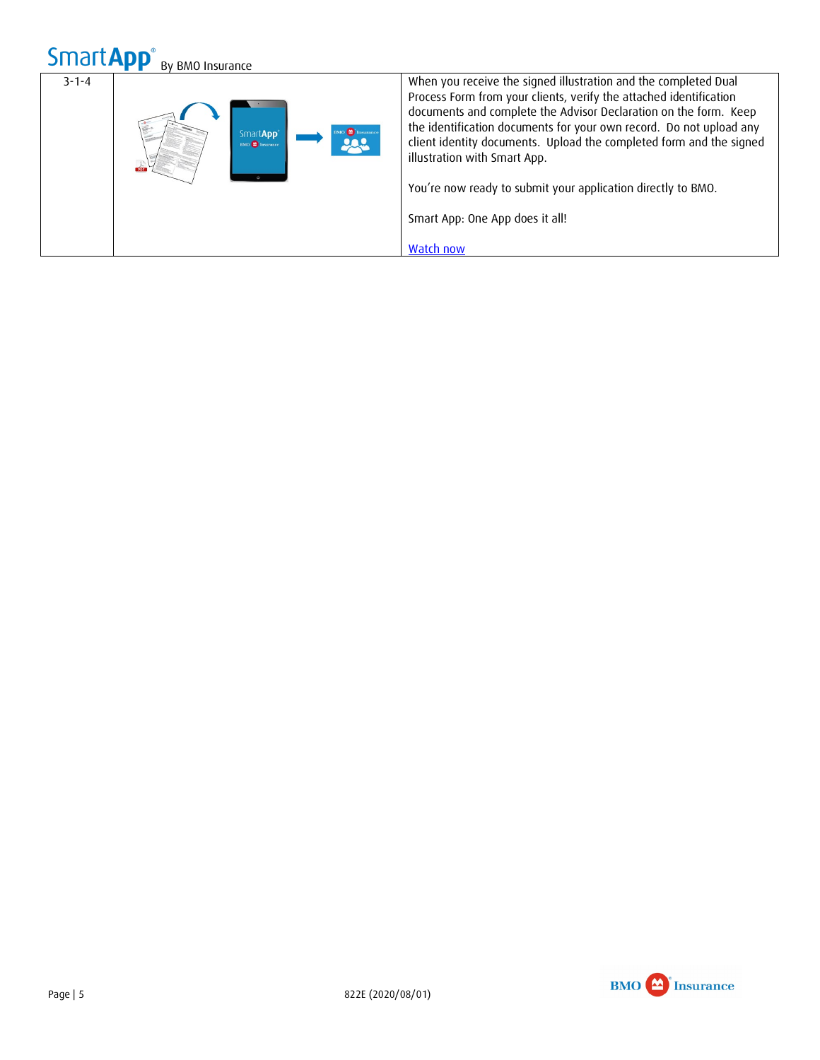| | | |
|---|---|---|
| 3-1-4 | | When you receive the signed illustration and the completed Dual Process Form from your clients, verify the attached identification documents and complete the Advisor Declaration on the form. Keep the identification documents for your own record. Do not upload any client identity documents. Upload the completed form and the signed illustration with Smart App.<br><br>You're now ready to submit your application directly to BMO.<br><br>Smart App: One App does it all!<br><br>Watch now |